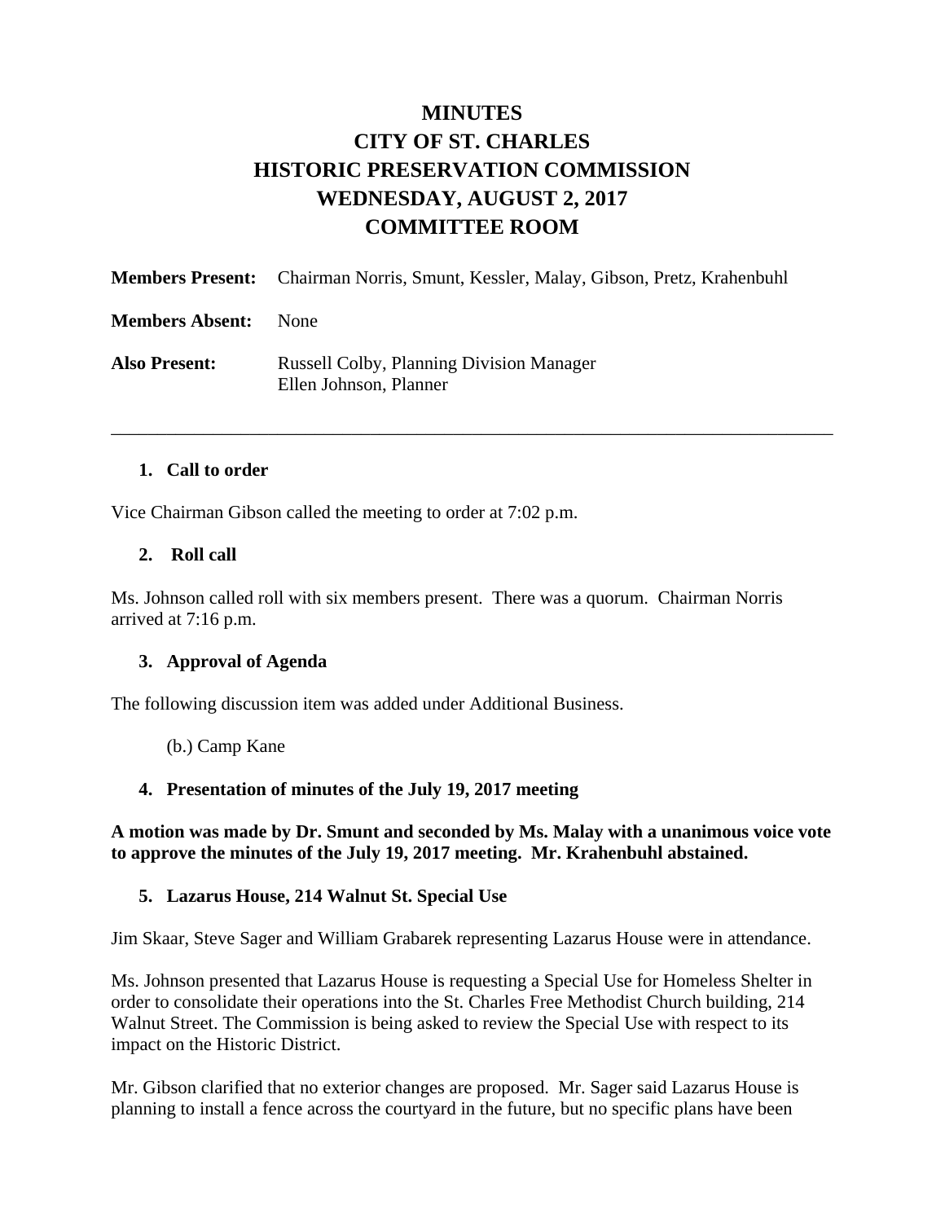# MINUTES
# CITY OF ST. CHARLES
# HISTORIC PRESERVATION COMMISSION
# WEDNESDAY, AUGUST 2, 2017
# COMMITTEE ROOM

**Members Present:** Chairman Norris, Smunt, Kessler, Malay, Gibson, Pretz, Krahenbuhl

**Members Absent:** None

**Also Present:** Russell Colby, Planning Division Manager
Ellen Johnson, Planner

---

### 1. Call to order

Vice Chairman Gibson called the meeting to order at 7:02 p.m.

### 2. Roll call

Ms. Johnson called roll with six members present. There was a quorum. Chairman Norris arrived at 7:16 p.m.

### 3. Approval of Agenda

The following discussion item was added under Additional Business.

(b.) Camp Kane

### 4. Presentation of minutes of the July 19, 2017 meeting

**A motion was made by Dr. Smunt and seconded by Ms. Malay with a unanimous voice vote to approve the minutes of the July 19, 2017 meeting. Mr. Krahenbuhl abstained.**

### 5. Lazarus House, 214 Walnut St. Special Use

Jim Skaar, Steve Sager and William Grabarek representing Lazarus House were in attendance.

Ms. Johnson presented that Lazarus House is requesting a Special Use for Homeless Shelter in order to consolidate their operations into the St. Charles Free Methodist Church building, 214 Walnut Street. The Commission is being asked to review the Special Use with respect to its impact on the Historic District.

Mr. Gibson clarified that no exterior changes are proposed. Mr. Sager said Lazarus House is planning to install a fence across the courtyard in the future, but no specific plans have been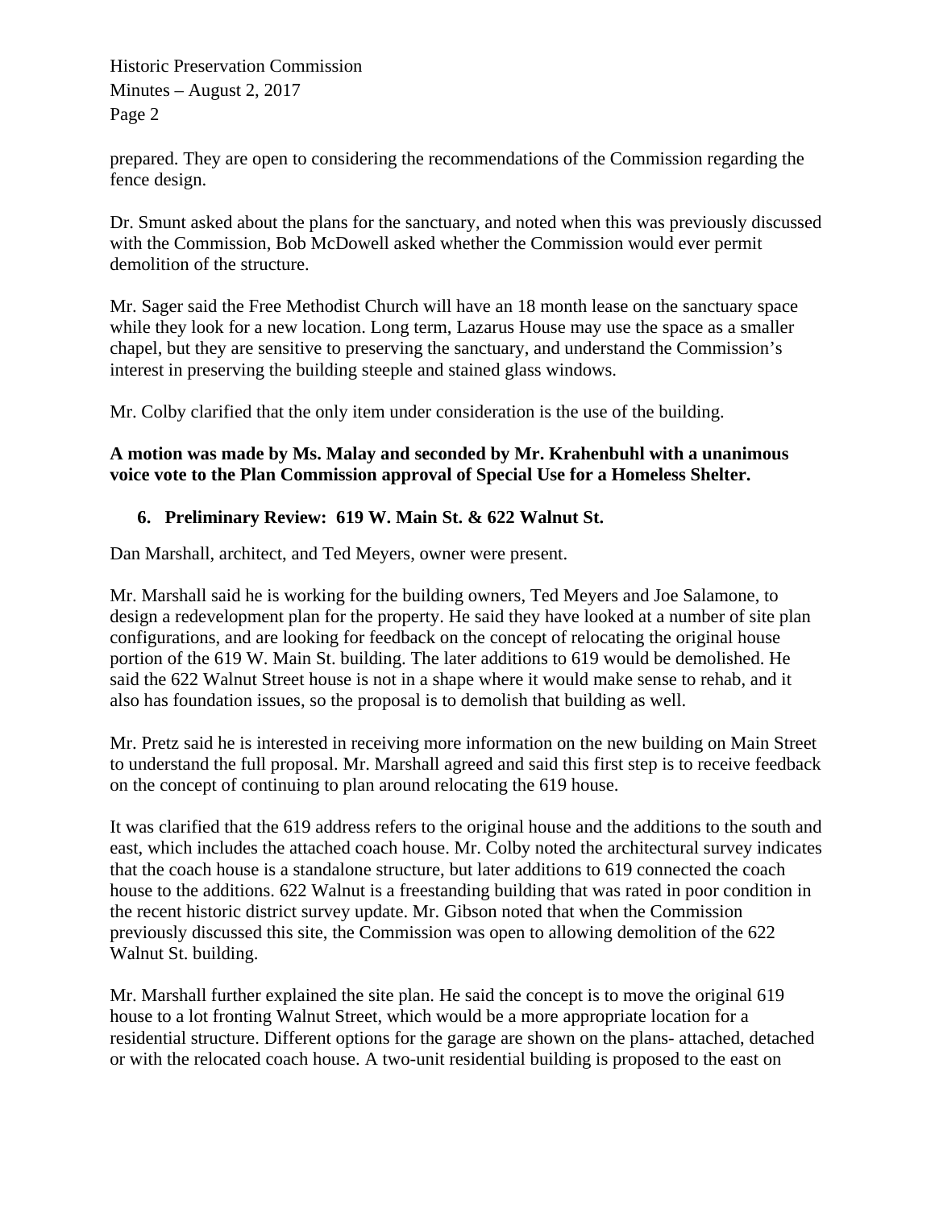prepared. They are open to considering the recommendations of the Commission regarding the fence design.

Dr. Smunt asked about the plans for the sanctuary, and noted when this was previously discussed with the Commission, Bob McDowell asked whether the Commission would ever permit demolition of the structure.

Mr. Sager said the Free Methodist Church will have an 18 month lease on the sanctuary space while they look for a new location. Long term, Lazarus House may use the space as a smaller chapel, but they are sensitive to preserving the sanctuary, and understand the Commission's interest in preserving the building steeple and stained glass windows.

Mr. Colby clarified that the only item under consideration is the use of the building.

**A motion was made by Ms. Malay and seconded by Mr. Krahenbuhl with a unanimous voice vote to the Plan Commission approval of Special Use for a Homeless Shelter.**

**6. Preliminary Review: 619 W. Main St. & 622 Walnut St.**

Dan Marshall, architect, and Ted Meyers, owner were present.

Mr. Marshall said he is working for the building owners, Ted Meyers and Joe Salamone, to design a redevelopment plan for the property. He said they have looked at a number of site plan configurations, and are looking for feedback on the concept of relocating the original house portion of the 619 W. Main St. building. The later additions to 619 would be demolished. He said the 622 Walnut Street house is not in a shape where it would make sense to rehab, and it also has foundation issues, so the proposal is to demolish that building as well.

Mr. Pretz said he is interested in receiving more information on the new building on Main Street to understand the full proposal. Mr. Marshall agreed and said this first step is to receive feedback on the concept of continuing to plan around relocating the 619 house.

It was clarified that the 619 address refers to the original house and the additions to the south and east, which includes the attached coach house. Mr. Colby noted the architectural survey indicates that the coach house is a standalone structure, but later additions to 619 connected the coach house to the additions. 622 Walnut is a freestanding building that was rated in poor condition in the recent historic district survey update. Mr. Gibson noted that when the Commission previously discussed this site, the Commission was open to allowing demolition of the 622 Walnut St. building.

Mr. Marshall further explained the site plan. He said the concept is to move the original 619 house to a lot fronting Walnut Street, which would be a more appropriate location for a residential structure. Different options for the garage are shown on the plans- attached, detached or with the relocated coach house. A two-unit residential building is proposed to the east on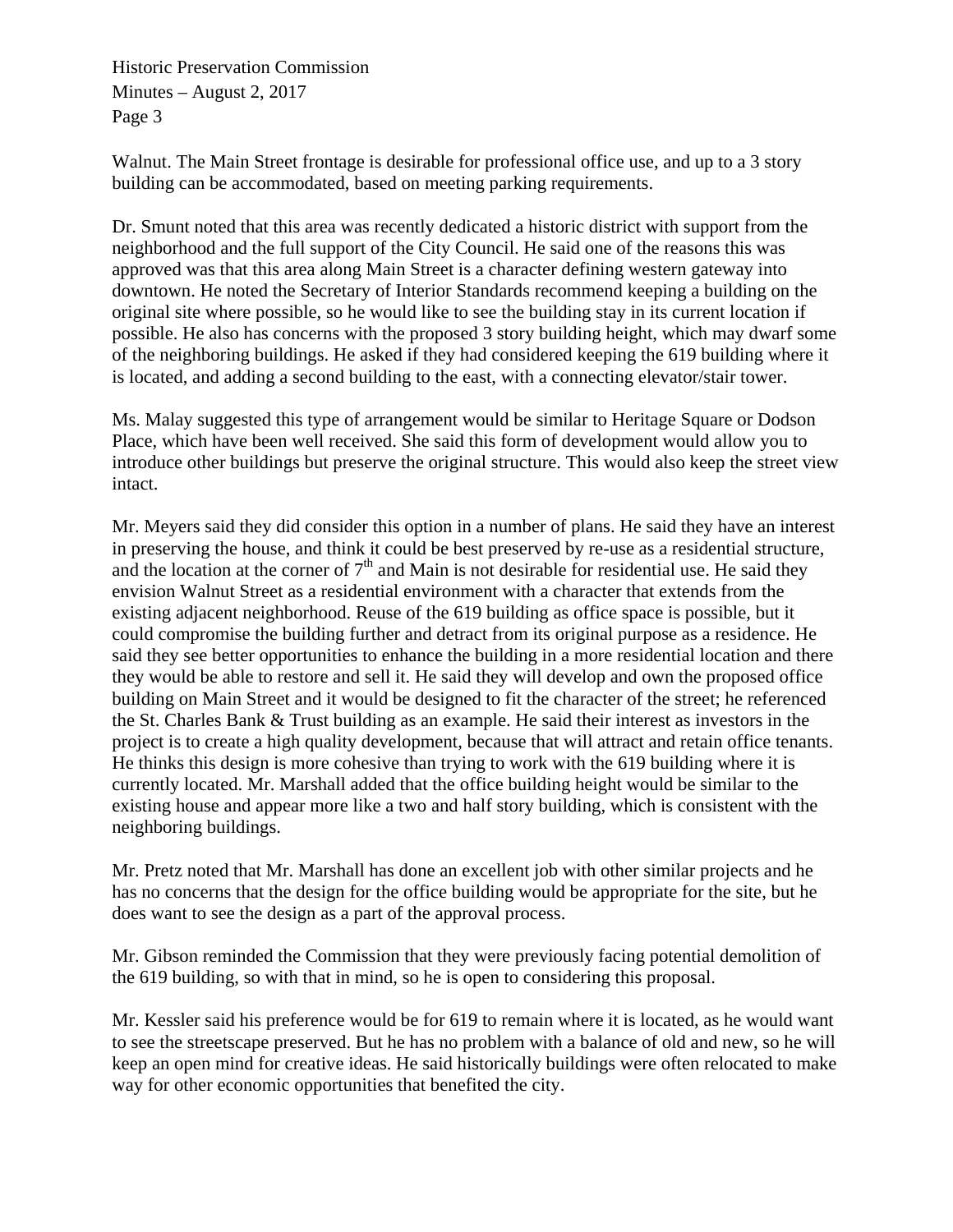Walnut. The Main Street frontage is desirable for professional office use, and up to a 3 story building can be accommodated, based on meeting parking requirements.

Dr. Smunt noted that this area was recently dedicated a historic district with support from the neighborhood and the full support of the City Council. He said one of the reasons this was approved was that this area along Main Street is a character defining western gateway into downtown. He noted the Secretary of Interior Standards recommend keeping a building on the original site where possible, so he would like to see the building stay in its current location if possible. He also has concerns with the proposed 3 story building height, which may dwarf some of the neighboring buildings. He asked if they had considered keeping the 619 building where it is located, and adding a second building to the east, with a connecting elevator/stair tower.

Ms. Malay suggested this type of arrangement would be similar to Heritage Square or Dodson Place, which have been well received. She said this form of development would allow you to introduce other buildings but preserve the original structure. This would also keep the street view intact.

Mr. Meyers said they did consider this option in a number of plans. He said they have an interest in preserving the house, and think it could be best preserved by re-use as a residential structure, and the location at the corner of 7th and Main is not desirable for residential use. He said they envision Walnut Street as a residential environment with a character that extends from the existing adjacent neighborhood. Reuse of the 619 building as office space is possible, but it could compromise the building further and detract from its original purpose as a residence. He said they see better opportunities to enhance the building in a more residential location and there they would be able to restore and sell it. He said they will develop and own the proposed office building on Main Street and it would be designed to fit the character of the street; he referenced the St. Charles Bank & Trust building as an example. He said their interest as investors in the project is to create a high quality development, because that will attract and retain office tenants. He thinks this design is more cohesive than trying to work with the 619 building where it is currently located. Mr. Marshall added that the office building height would be similar to the existing house and appear more like a two and half story building, which is consistent with the neighboring buildings.

Mr. Pretz noted that Mr. Marshall has done an excellent job with other similar projects and he has no concerns that the design for the office building would be appropriate for the site, but he does want to see the design as a part of the approval process.

Mr. Gibson reminded the Commission that they were previously facing potential demolition of the 619 building, so with that in mind, so he is open to considering this proposal.

Mr. Kessler said his preference would be for 619 to remain where it is located, as he would want to see the streetscape preserved. But he has no problem with a balance of old and new, so he will keep an open mind for creative ideas. He said historically buildings were often relocated to make way for other economic opportunities that benefited the city.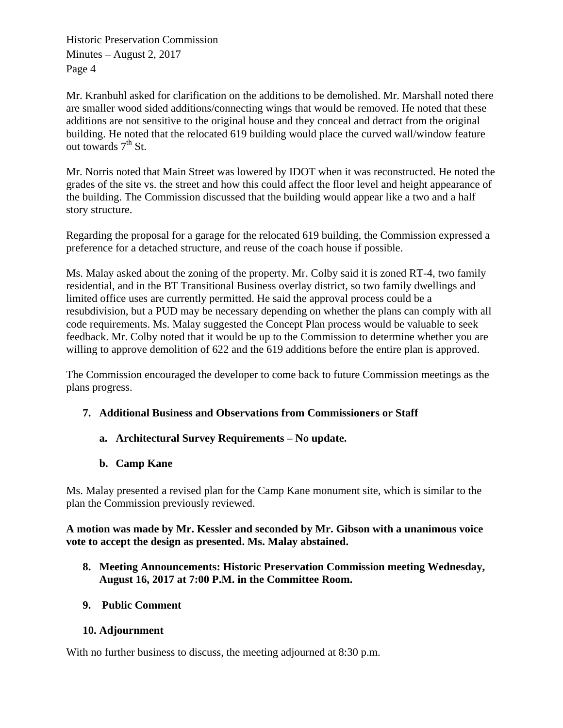Mr. Kranbuhl asked for clarification on the additions to be demolished. Mr. Marshall noted there are smaller wood sided additions/connecting wings that would be removed. He noted that these additions are not sensitive to the original house and they conceal and detract from the original building. He noted that the relocated 619 building would place the curved wall/window feature out towards 7th St.

Mr. Norris noted that Main Street was lowered by IDOT when it was reconstructed. He noted the grades of the site vs. the street and how this could affect the floor level and height appearance of the building. The Commission discussed that the building would appear like a two and a half story structure.

Regarding the proposal for a garage for the relocated 619 building, the Commission expressed a preference for a detached structure, and reuse of the coach house if possible.

Ms. Malay asked about the zoning of the property. Mr. Colby said it is zoned RT-4, two family residential, and in the BT Transitional Business overlay district, so two family dwellings and limited office uses are currently permitted. He said the approval process could be a resubdivision, but a PUD may be necessary depending on whether the plans can comply with all code requirements. Ms. Malay suggested the Concept Plan process would be valuable to seek feedback. Mr. Colby noted that it would be up to the Commission to determine whether you are willing to approve demolition of 622 and the 619 additions before the entire plan is approved.

The Commission encouraged the developer to come back to future Commission meetings as the plans progress.

7. **Additional Business and Observations from Commissioners or Staff**

   a. **Architectural Survey Requirements – No update.**

   b. **Camp Kane**

Ms. Malay presented a revised plan for the Camp Kane monument site, which is similar to the plan the Commission previously reviewed.

**A motion was made by Mr. Kessler and seconded by Mr. Gibson with a unanimous voice vote to accept the design as presented. Ms. Malay abstained.**

8. **Meeting Announcements: Historic Preservation Commission meeting Wednesday, August 16, 2017 at 7:00 P.M. in the Committee Room.**

9. **Public Comment**

10. **Adjournment**

With no further business to discuss, the meeting adjourned at 8:30 p.m.